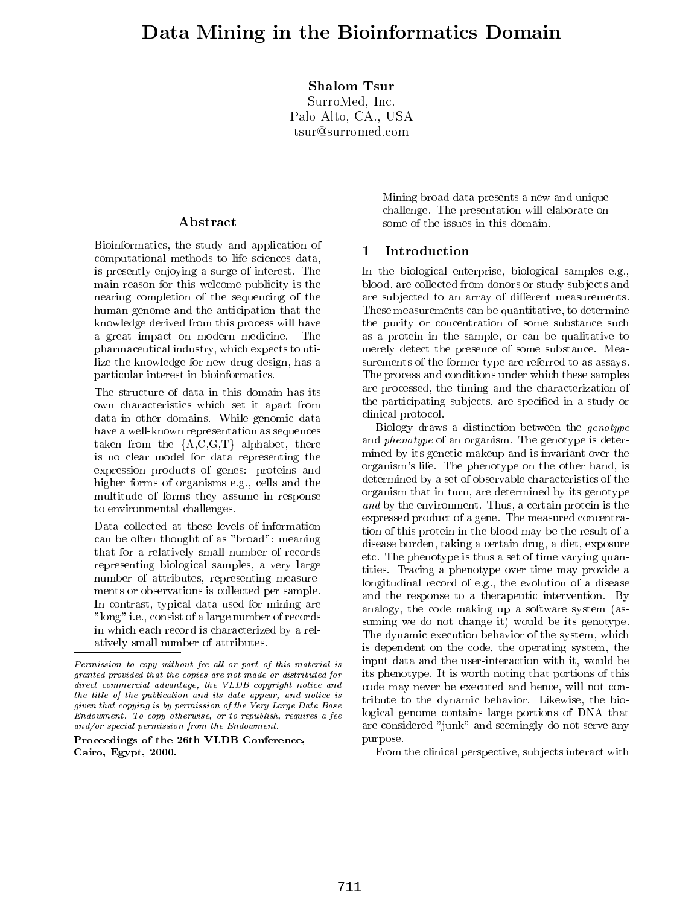# Data Mining in the Bioinformatics Domain

**Shalom Tsur**
SurroMed, Inc.
Palo Alto, CA., USA
tsur@surromed.com

## Abstract

Bioinformatics, the study and application of computational methods to life sciences data, is presently enjoying a surge of interest. The main reason for this welcome publicity is the nearing completion of the sequencing of the human genome and the anticipation that the knowledge derived from this process will have a great impact on modern medicine. The pharmaceutical industry, which expects to utilize the knowledge for new drug design, has a particular interest in bioinformatics.

The structure of data in this domain has its own characteristics which set it apart from data in other domains. While genomic data have a well-known representation as sequences taken from the {A,C,G,T} alphabet, there is no clear model for data representing the expression products of genes: proteins and higher forms of organisms e.g., cells and the multitude of forms they assume in response to environmental challenges.

Data collected at these levels of information can be often thought of as "broad": meaning that for a relatively small number of records representing biological samples, a very large number of attributes, representing measurements or observations is collected per sample. In contrast, typical data used for mining are "long" i.e., consist of a large number of records in which each record is characterized by a relatively small number of attributes.

Mining broad data presents a new and unique challenge. The presentation will elaborate on some of the issues in this domain.

*Permission to copy without fee all or part of this material is granted provided that the copies are not made or distributed for direct commercial advantage, the VLDB copyright notice and the title of the publication and its date appear, and notice is given that copying is by permission of the Very Large Data Base Endowment. To copy otherwise, or to republish, requires a fee and/or special permission from the Endowment.*

**Proceedings of the 26th VLDB Conference, Cairo, Egypt, 2000.**

## 1 Introduction

In the biological enterprise, biological samples e.g., blood, are collected from donors or study subjects and are subjected to an array of different measurements. These measurements can be quantitative, to determine the purity or concentration of some substance such as a protein in the sample, or can be qualitative to merely detect the presence of some substance. Measurements of the former type are referred to as assays. The process and conditions under which these samples are processed, the timing and the characterization of the participating subjects, are specified in a study or clinical protocol.

Biology draws a distinction between the *genotype* and *phenotype* of an organism. The genotype is determined by its genetic makeup and is invariant over the organism's life. The phenotype on the other hand, is determined by a set of observable characteristics of the organism that in turn, are determined by its genotype *and* by the environment. Thus, a certain protein is the expressed product of a gene. The measured concentration of this protein in the blood may be the result of a disease burden, taking a certain drug, a diet, exposure etc. The phenotype is thus a set of time varying quantities. Tracing a phenotype over time may provide a longitudinal record of e.g., the evolution of a disease and the response to a therapeutic intervention. By analogy, the code making up a software system (assuming we do not change it) would be its genotype. The dynamic execution behavior of the system, which is dependent on the code, the operating system, the input data and the user-interaction with it, would be its phenotype. It is worth noting that portions of this code may never be executed and hence, will not contribute to the dynamic behavior. Likewise, the biological genome contains large portions of DNA that are considered "junk" and seemingly do not serve any purpose.

From the clinical perspective, subjects interact with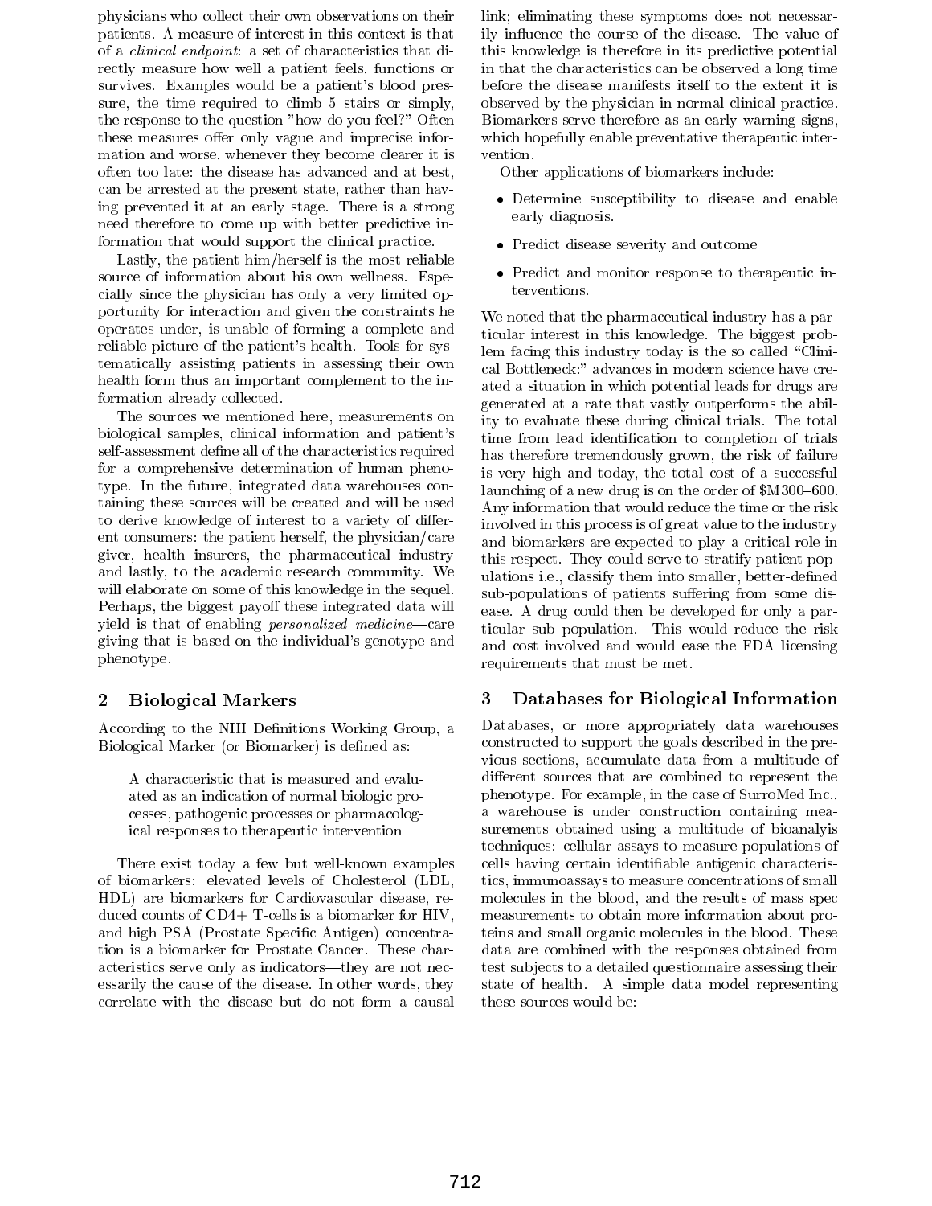physicians who collect their own observations on their patients. A measure of interest in this context is that of a *clinical endpoint*: a set of characteristics that directly measure how well a patient feels, functions or survives. Examples would be a patient's blood pressure, the time required to climb 5 stairs or simply, the response to the question "how do you feel?" Often these measures offer only vague and imprecise information and worse, whenever they become clearer it is often too late: the disease has advanced and at best, can be arrested at the present state, rather than having prevented it at an early stage. There is a strong need therefore to come up with better predictive information that would support the clinical practice.

Lastly, the patient him/herself is the most reliable source of information about his own wellness. Especially since the physician has only a very limited opportunity for interaction and given the constraints he operates under, is unable of forming a complete and reliable picture of the patient's health. Tools for systematically assisting patients in assessing their own health form thus an important complement to the information already collected.

The sources we mentioned here, measurements on biological samples, clinical information and patient's self-assessment define all of the characteristics required for a comprehensive determination of human phenotype. In the future, integrated data warehouses containing these sources will be created and will be used to derive knowledge of interest to a variety of different consumers: the patient herself, the physician/care giver, health insurers, the pharmaceutical industry and lastly, to the academic research community. We will elaborate on some of this knowledge in the sequel. Perhaps, the biggest payoff these integrated data will yield is that of enabling *personalized medicine*—care giving that is based on the individual's genotype and phenotype.

## 2 Biological Markers

According to the NIH Definitions Working Group, a Biological Marker (or Biomarker) is defined as:

> A characteristic that is measured and evaluated as an indication of normal biologic processes, pathogenic processes or pharmacological responses to therapeutic intervention

There exist today a few but well-known examples of biomarkers: elevated levels of Cholesterol (LDL, HDL) are biomarkers for Cardiovascular disease, reduced counts of CD4+ T-cells is a biomarker for HIV, and high PSA (Prostate Specific Antigen) concentration is a biomarker for Prostate Cancer. These characteristics serve only as indicators—they are not necessarily the cause of the disease. In other words, they correlate with the disease but do not form a causal link; eliminating these symptoms does not necessarily influence the course of the disease. The value of this knowledge is therefore in its predictive potential in that the characteristics can be observed a long time before the disease manifests itself to the extent it is observed by the physician in normal clinical practice. Biomarkers serve therefore as an early warning signs, which hopefully enable preventative therapeutic intervention.

Other applications of biomarkers include:

- Determine susceptibility to disease and enable early diagnosis.
- Predict disease severity and outcome
- Predict and monitor response to therapeutic interventions.

We noted that the pharmaceutical industry has a particular interest in this knowledge. The biggest problem facing this industry today is the so called "Clinical Bottleneck:" advances in modern science have created a situation in which potential leads for drugs are generated at a rate that vastly outperforms the ability to evaluate these during clinical trials. The total time from lead identification to completion of trials has therefore tremendously grown, the risk of failure is very high and today, the total cost of a successful launching of a new drug is on the order of $M300–600. Any information that would reduce the time or the risk involved in this process is of great value to the industry and biomarkers are expected to play a critical role in this respect. They could serve to stratify patient populations i.e., classify them into smaller, better-defined sub-populations of patients suffering from some disease. A drug could then be developed for only a particular sub population. This would reduce the risk and cost involved and would ease the FDA licensing requirements that must be met.

## 3 Databases for Biological Information

Databases, or more appropriately data warehouses constructed to support the goals described in the previous sections, accumulate data from a multitude of different sources that are combined to represent the phenotype. For example, in the case of SurroMed Inc., a warehouse is under construction containing measurements obtained using a multitude of bioanalyis techniques: cellular assays to measure populations of cells having certain identifiable antigenic characteristics, immunoassays to measure concentrations of small molecules in the blood, and the results of mass spec measurements to obtain more information about proteins and small organic molecules in the blood. These data are combined with the responses obtained from test subjects to a detailed questionnaire assessing their state of health. A simple data model representing these sources would be: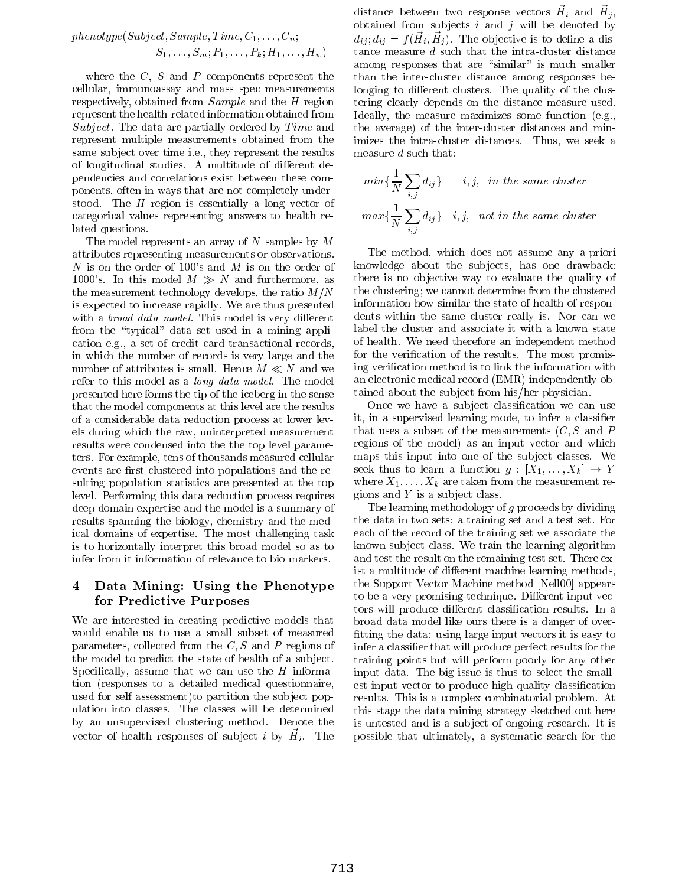$$phenotype(Subject, Sample, Time, C_1, \ldots, C_n;$$
$$S_1, \ldots, S_m; P_1, \ldots, P_k; H_1, \ldots, H_w)$$

where the $C$, $S$ and $P$ components represent the cellular, immunoassay and mass spec measurements respectively, obtained from *Sample* and the $H$ region represent the health-related information obtained from *Subject*. The data are partially ordered by *Time* and represent multiple measurements obtained from the same subject over time i.e., they represent the results of longitudinal studies. A multitude of different dependencies and correlations exist between these components, often in ways that are not completely understood. The $H$ region is essentially a long vector of categorical values representing answers to health related questions.

The model represents an array of $N$ samples by $M$ attributes representing measurements or observations. $N$ is on the order of 100's and $M$ is on the order of 1000's. In this model $M \gg N$ and furthermore, as the measurement technology develops, the ratio $M/N$ is expected to increase rapidly. We are thus presented with a *broad data model*. This model is very different from the "typical" data set used in a mining application e.g., a set of credit card transactional records, in which the number of records is very large and the number of attributes is small. Hence $M \ll N$ and we refer to this model as a *long data model*. The model presented here forms the tip of the iceberg in the sense that the model components at this level are the results of a considerable data reduction process at lower levels during which the raw, uninterpreted measurement results were condensed into the the top level parameters. For example, tens of thousands measured cellular events are first clustered into populations and the resulting population statistics are presented at the top level. Performing this data reduction process requires deep domain expertise and the model is a summary of results spanning the biology, chemistry and the medical domains of expertise. The most challenging task is to horizontally interpret this broad model so as to infer from it information of relevance to bio markers.

## 4 Data Mining: Using the Phenotype for Predictive Purposes

We are interested in creating predictive models that would enable us to use a small subset of measured parameters, collected from the $C$, $S$ and $P$ regions of the model to predict the state of health of a subject. Specifically, assume that we can use the $H$ information (responses to a detailed medical questionnaire, used for self assessment)to partition the subject population into classes. The classes will be determined by an unsupervised clustering method. Denote the vector of health responses of subject $i$ by $\vec{H}_i$. The distance between two response vectors $\vec{H}_i$ and $\vec{H}_j$, obtained from subjects $i$ and $j$ will be denoted by $d_{ij}; d_{ij} = f(\vec{H}_i, \vec{H}_j)$. The objective is to define a distance measure $d$ such that the intra-cluster distance among responses that are "similar" is much smaller than the inter-cluster distance among responses belonging to different clusters. The quality of the clustering clearly depends on the distance measure used. Ideally, the measure maximizes some function (e.g., the average) of the inter-cluster distances and minimizes the intra-cluster distances. Thus, we seek a measure $d$ such that:

$$min\{\frac{1}{N}\sum_{i,j} d_{ij}\} \quad i,j, \; \textit{in the same cluster}$$

$$max\{\frac{1}{N}\sum_{i,j} d_{ij}\} \quad i,j, \; \textit{not in the same cluster}$$

The method, which does not assume any a-priori knowledge about the subjects, has one drawback: there is no objective way to evaluate the quality of the clustering; we cannot determine from the clustered information how similar the state of health of respondents within the same cluster really is. Nor can we label the cluster and associate it with a known state of health. We need therefore an independent method for the verification of the results. The most promising verification method is to link the information with an electronic medical record (EMR) independently obtained about the subject from his/her physician.

Once we have a subject classification we can use it, in a supervised learning mode, to infer a classifier that uses a subset of the measurements ($C, S$ and $P$ regions of the model) as an input vector and which maps this input into one of the subject classes. We seek thus to learn a function $g : [X_1, \ldots, X_k] \rightarrow Y$ where $X_1, \ldots, X_k$ are taken from the measurement regions and $Y$ is a subject class.

The learning methodology of $g$ proceeds by dividing the data in two sets: a training set and a test set. For each of the record of the training set we associate the known subject class. We train the learning algorithm and test the result on the remaining test set. There exist a multitude of different machine learning methods, the Support Vector Machine method [Nell00] appears to be a very promising technique. Different input vectors will produce different classification results. In a broad data model like ours there is a danger of overfitting the data: using large input vectors it is easy to infer a classifier that will produce perfect results for the training points but will perform poorly for any other input data. The big issue is thus to select the smallest input vector to produce high quality classification results. This is a complex combinatorial problem. At this stage the data mining strategy sketched out here is untested and is a subject of ongoing research. It is possible that ultimately, a systematic search for the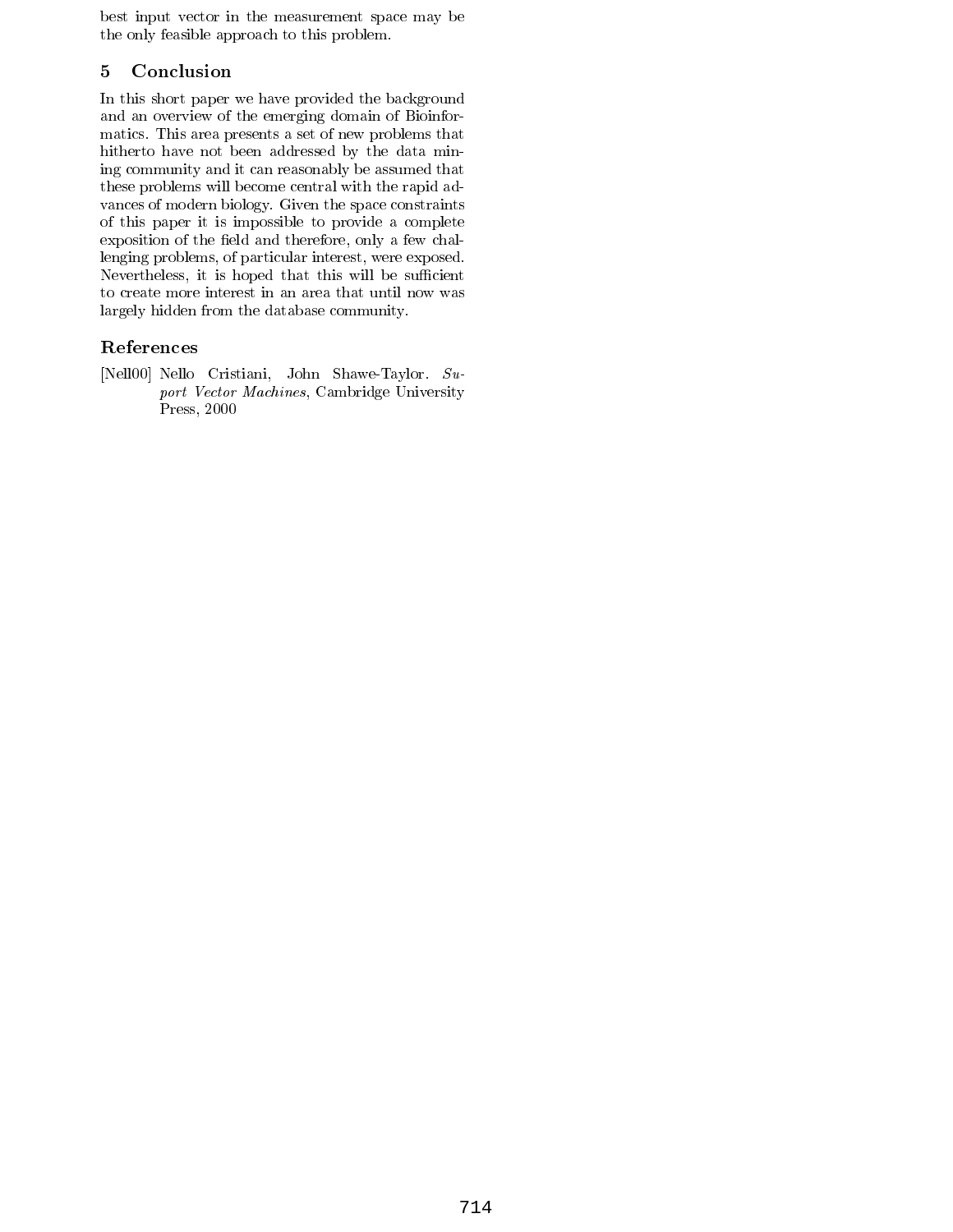best input vector in the measurement space may be the only feasible approach to this problem.

## 5 Conclusion

In this short paper we have provided the background and an overview of the emerging domain of Bioinformatics. This area presents a set of new problems that hitherto have not been addressed by the data mining community and it can reasonably be assumed that these problems will become central with the rapid advances of modern biology. Given the space constraints of this paper it is impossible to provide a complete exposition of the field and therefore, only a few challenging problems, of particular interest, were exposed. Nevertheless, it is hoped that this will be sufficient to create more interest in an area that until now was largely hidden from the database community.

## References

[Nell00] Nello Cristiani, John Shawe-Taylor. *Support Vector Machines*, Cambridge University Press, 2000